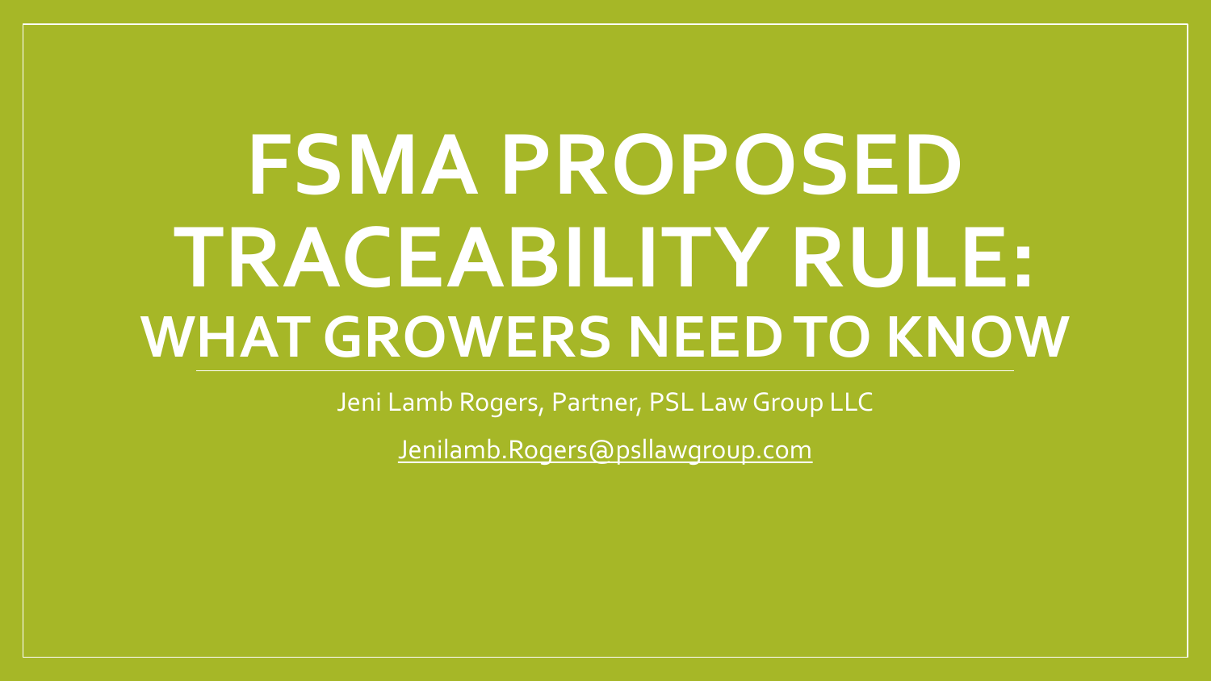# FSMA PROPOSED TRACEABILITY RULE: WHAT GROWERS NEED TO KNOW

Jeni Lamb Rogers, Partner, PSL Law Group LLC

Jenilamb.Rogers@psllawgroup.com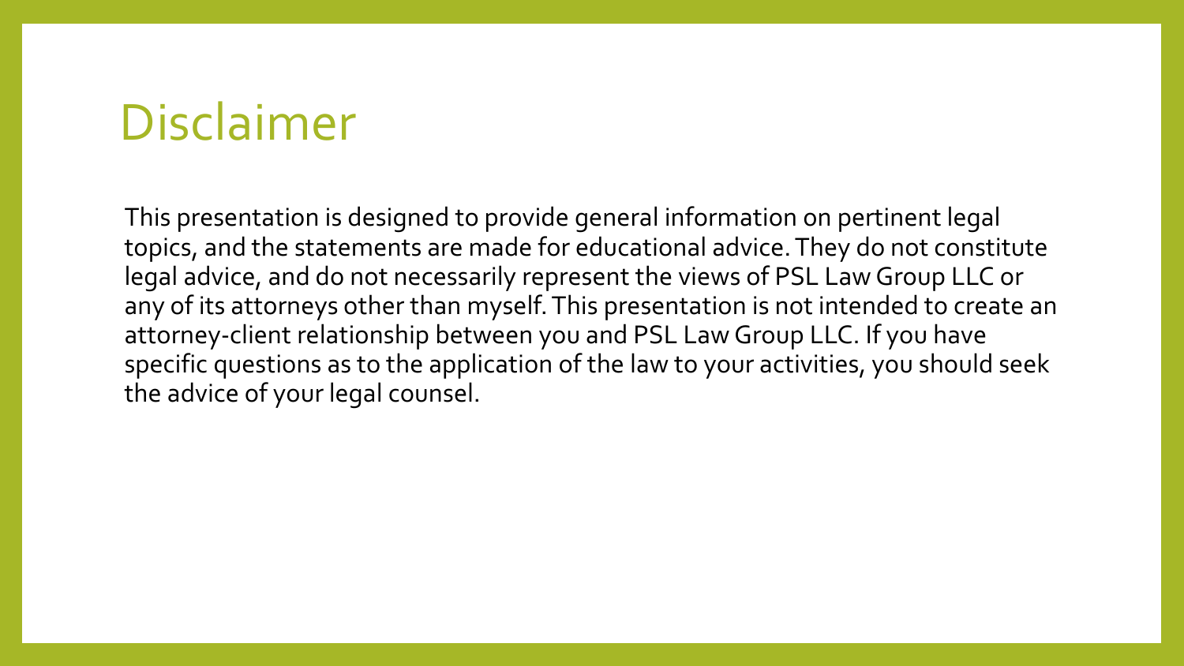# Disclaimer

This presentation is designed to provide general information on pertinent legal topics, and the statements are made for educational advice. They do not constitute legal advice, and do not necessarily represent the views of PSL Law Group LLC or any of its attorneys other than myself. This presentation is not intended to create an attorney-client relationship between you and PSL Law Group LLC. If you have specific questions as to the application of the law to your activities, you should seek the advice of your legal counsel.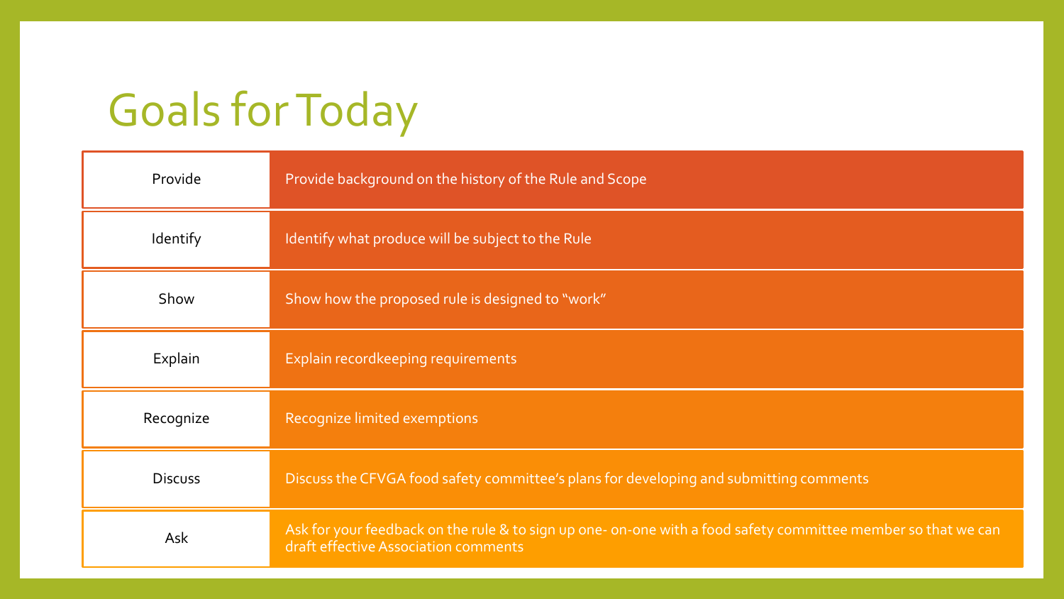# Goals for Today

| | |
|---|---|
| Provide | Provide background on the history of the Rule and Scope |
| Identify | Identify what produce will be subject to the Rule |
| Show | Show how the proposed rule is designed to "work" |
| Explain | Explain recordkeeping requirements |
| Recognize | Recognize limited exemptions |
| Discuss | Discuss the CFVGA food safety committee's plans for developing and submitting comments |
| Ask | Ask for your feedback on the rule & to sign up one- on-one with a food safety committee member so that we can draft effective Association comments |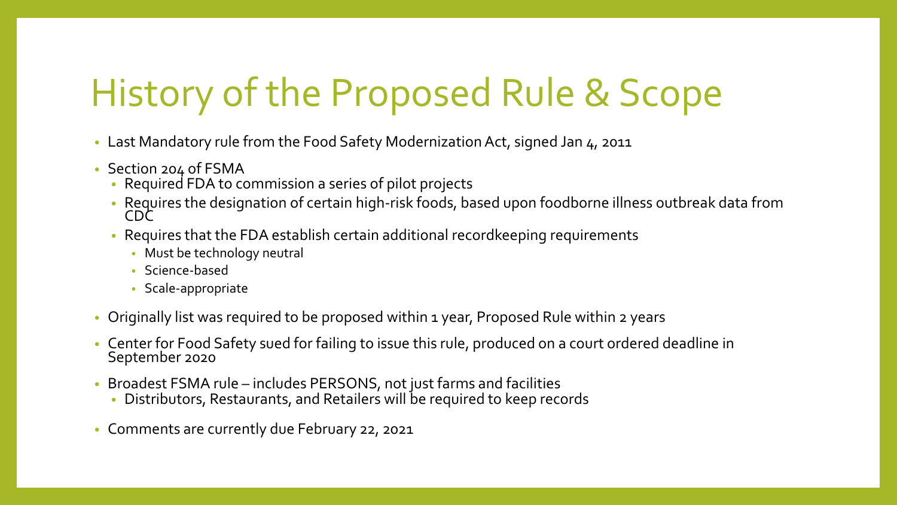# History of the Proposed Rule & Scope

- Last Mandatory rule from the Food Safety Modernization Act, signed Jan 4, 2011
- Section 204 of FSMA
  - Required FDA to commission a series of pilot projects
  - Requires the designation of certain high-risk foods, based upon foodborne illness outbreak data from CDC
  - Requires that the FDA establish certain additional recordkeeping requirements
    - Must be technology neutral
    - Science-based
    - Scale-appropriate
- Originally list was required to be proposed within 1 year, Proposed Rule within 2 years
- Center for Food Safety sued for failing to issue this rule, produced on a court ordered deadline in September 2020
- Broadest FSMA rule – includes PERSONS, not just farms and facilities
  - Distributors, Restaurants, and Retailers will be required to keep records
- Comments are currently due February 22, 2021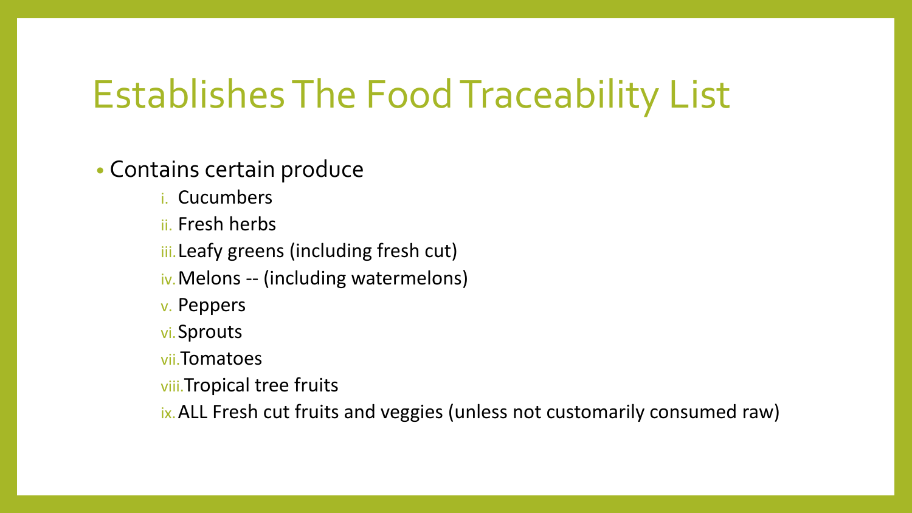# Establishes The Food Traceability List

- Contains certain produce
  1. Cucumbers
  2. Fresh herbs
  3. Leafy greens (including fresh cut)
  4. Melons -- (including watermelons)
  5. Peppers
  6. Sprouts
  7. Tomatoes
  8. Tropical tree fruits
  9. ALL Fresh cut fruits and veggies (unless not customarily consumed raw)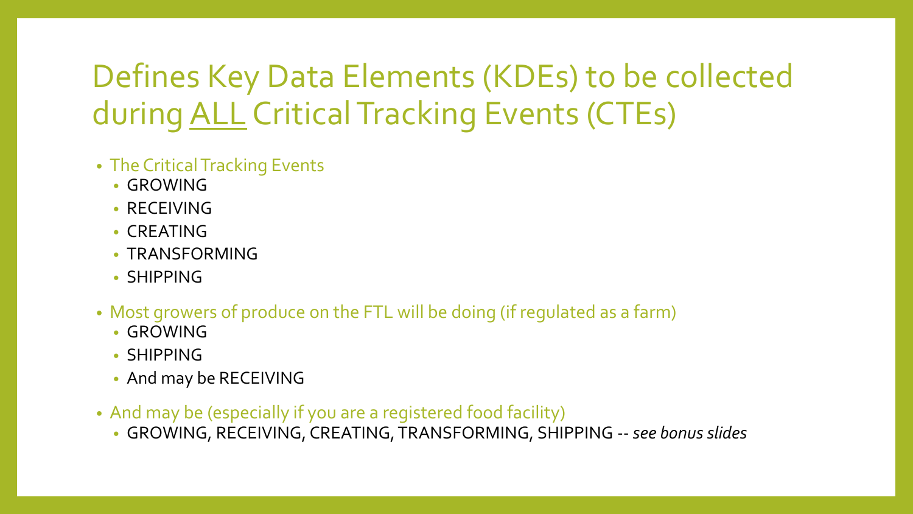# Defines Key Data Elements (KDEs) to be collected during <u>ALL</u> Critical Tracking Events (CTEs)

- The Critical Tracking Events
  - GROWING
  - RECEIVING
  - CREATING
  - TRANSFORMING
  - SHIPPING
- Most growers of produce on the FTL will be doing (if regulated as a farm)
  - GROWING
  - SHIPPING
  - And may be RECEIVING
- And may be (especially if you are a registered food facility)
  - GROWING, RECEIVING, CREATING, TRANSFORMING, SHIPPING -- *see bonus slides*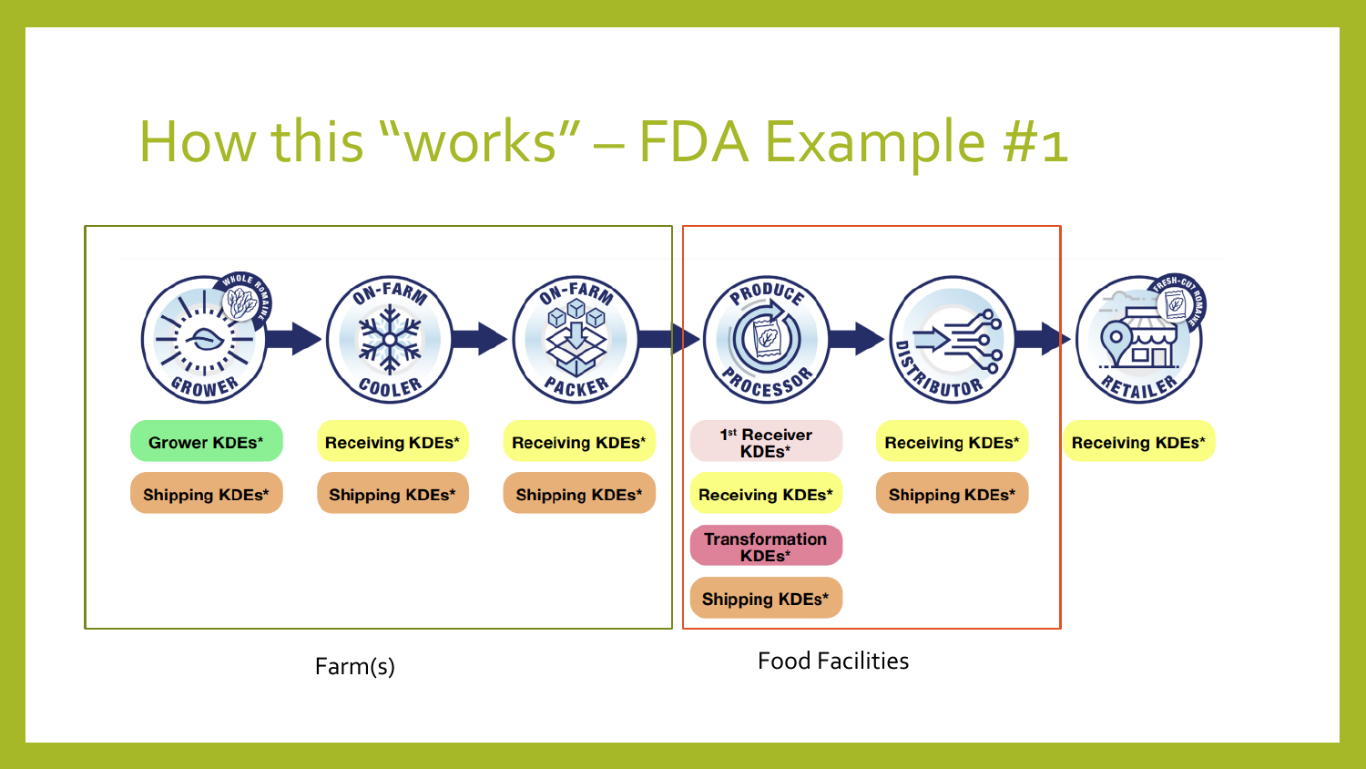# How this "works" – FDA Example #1

**Farm(s)**

- **GROWER** (WHOLE ROMAINE)
  - Grower KDEs*
  - Shipping KDEs*
- **ON-FARM COOLER**
  - Receiving KDEs*
  - Shipping KDEs*
- **ON-FARM PACKER**
  - Receiving KDEs*
  - Shipping KDEs*

**Food Facilities**

- **PRODUCE PROCESSOR**
  - 1st Receiver KDEs*
  - Receiving KDEs*
  - Transformation KDEs*
  - Shipping KDEs*
- **DISTRIBUTOR**
  - Receiving KDEs*
  - Shipping KDEs*

**RETAILER** (FRESH-CUT ROMAINE)

- Receiving KDEs*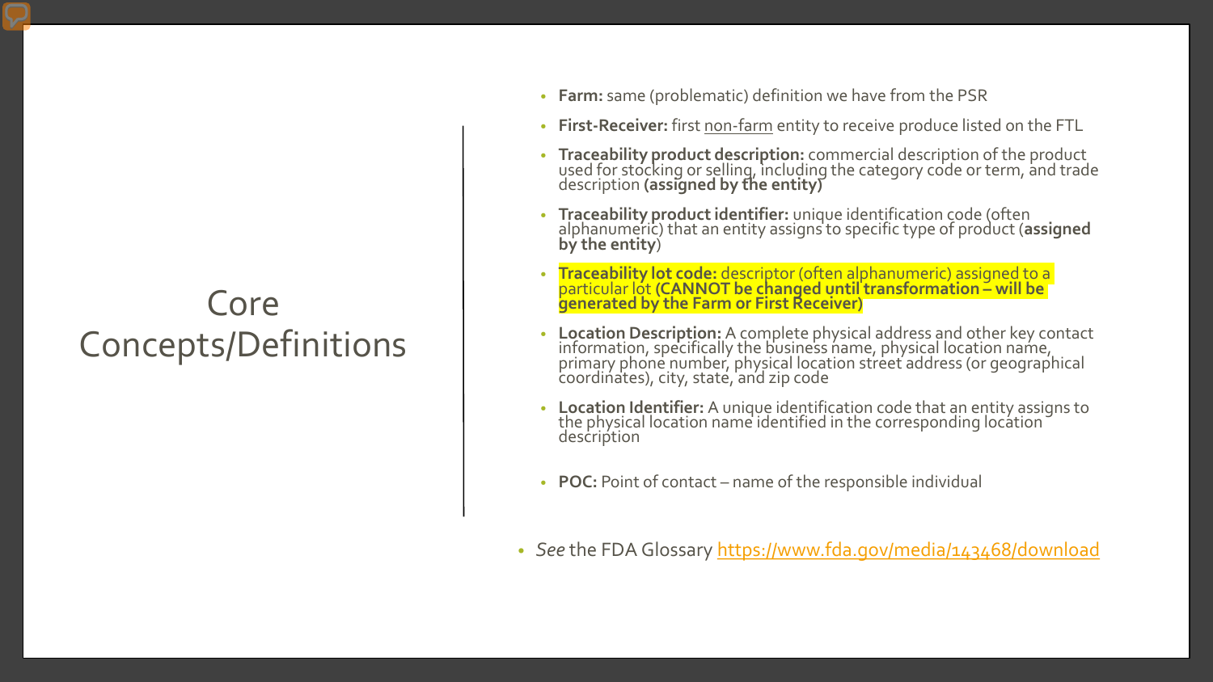# Core Concepts/Definitions

- **Farm:** same (problematic) definition we have from the PSR
- **First-Receiver:** first non-farm entity to receive produce listed on the FTL
- **Traceability product description:** commercial description of the product used for stocking or selling, including the category code or term, and trade description **(assigned by the entity)**
- **Traceability product identifier:** unique identification code (often alphanumeric) that an entity assigns to specific type of product (**assigned by the entity**)
- **Traceability lot code:** descriptor (often alphanumeric) assigned to a particular lot **(CANNOT be changed until transformation – will be generated by the Farm or First Receiver)**
- **Location Description:** A complete physical address and other key contact information, specifically the business name, physical location name, primary phone number, physical location street address (or geographical coordinates), city, state, and zip code
- **Location Identifier:** A unique identification code that an entity assigns to the physical location name identified in the corresponding location description
- **POC:** Point of contact – name of the responsible individual

- *See* the FDA Glossary https://www.fda.gov/media/143468/download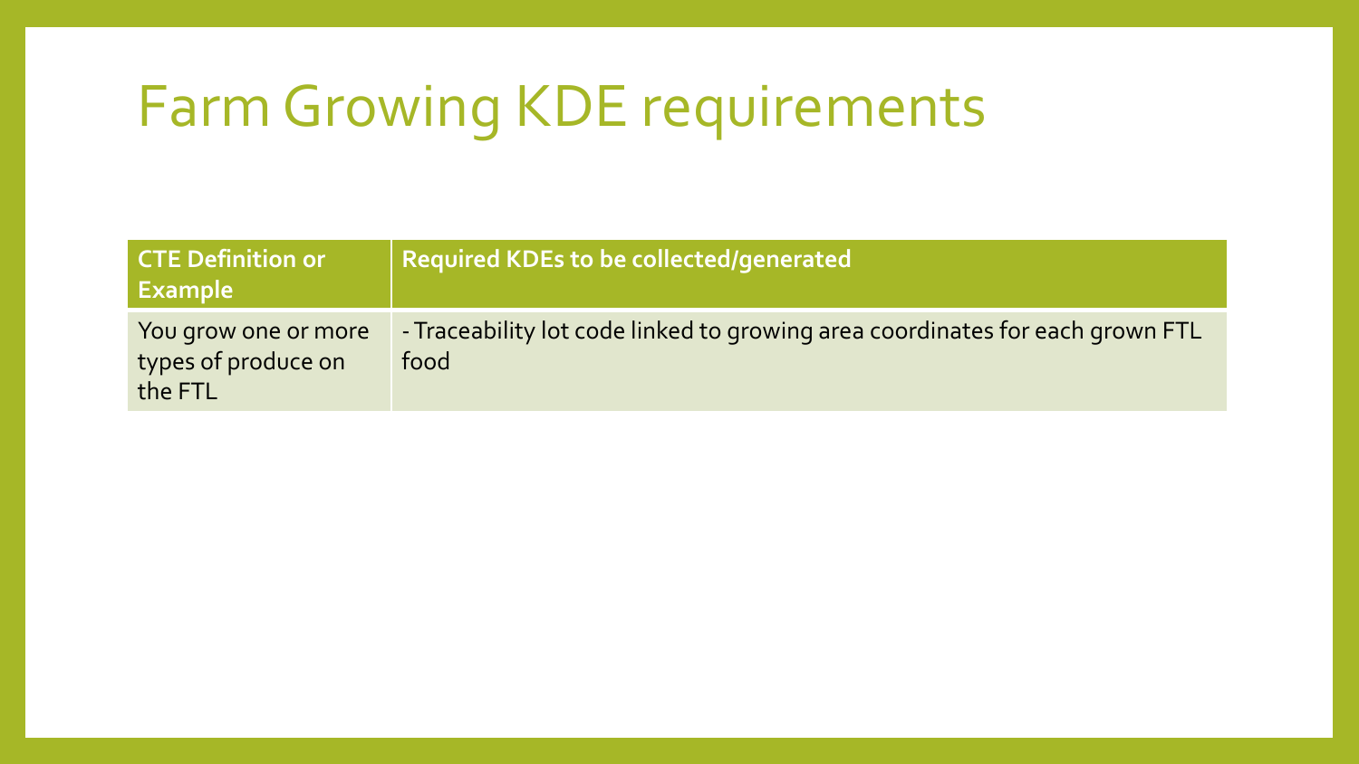# Farm Growing KDE requirements

| CTE Definition or Example | Required KDEs to be collected/generated |
| --- | --- |
| You grow one or more types of produce on the FTL | - Traceability lot code linked to growing area coordinates for each grown FTL food |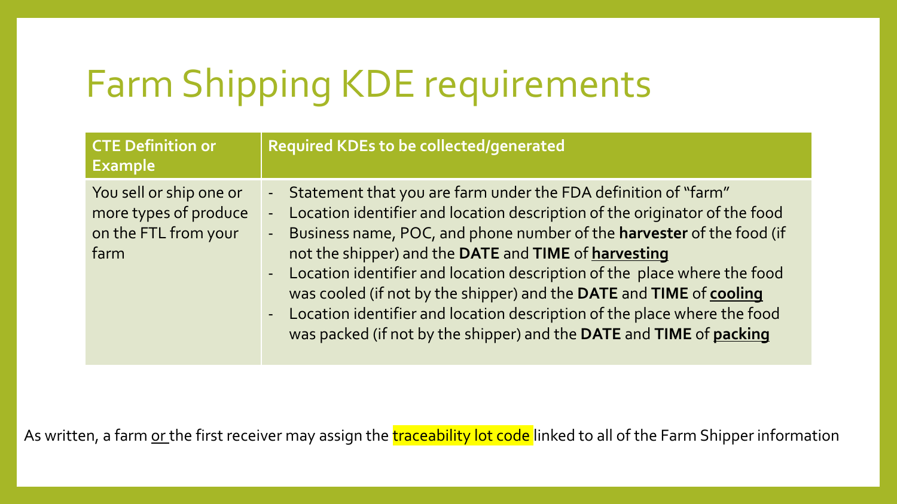# Farm Shipping KDE requirements

| CTE Definition or Example | Required KDEs to be collected/generated |
|---|---|
| You sell or ship one or more types of produce on the FTL from your farm | - Statement that you are farm under the FDA definition of "farm"<br>- Location identifier and location description of the originator of the food<br>- Business name, POC, and phone number of the **harvester** of the food (if not the shipper) and the **DATE** and **TIME** of **<u>harvesting</u>**<br>- Location identifier and location description of the place where the food was cooled (if not by the shipper) and the **DATE** and **TIME** of **<u>cooling</u>**<br>- Location identifier and location description of the place where the food was packed (if not by the shipper) and the **DATE** and **TIME** of **<u>packing</u>** |

As written, a farm <u>or</u> the first receiver may assign the traceability lot code linked to all of the Farm Shipper information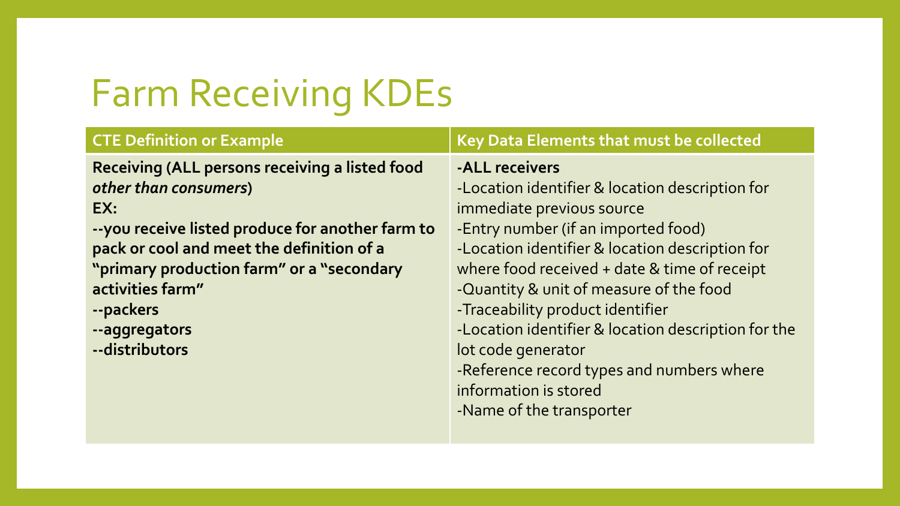# Farm Receiving KDEs

| CTE Definition or Example | Key Data Elements that must be collected |
| --- | --- |
| **Receiving (ALL persons receiving a listed food *other than consumers*)**<br>**EX:**<br>**--you receive listed produce for another farm to pack or cool and meet the definition of a "primary production farm" or a "secondary activities farm"**<br>**--packers**<br>**--aggregators**<br>**--distributors** | **-ALL receivers**<br>-Location identifier & location description for immediate previous source<br>-Entry number (if an imported food)<br>-Location identifier & location description for where food received + date & time of receipt<br>-Quantity & unit of measure of the food<br>-Traceability product identifier<br>-Location identifier & location description for the lot code generator<br>-Reference record types and numbers where information is stored<br>-Name of the transporter |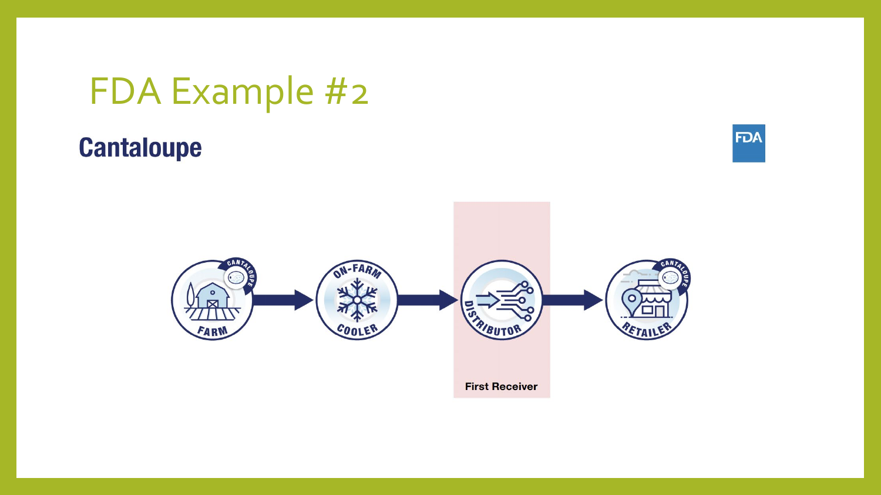# FDA Example #2

## Cantaloupe

FARM → ON-FARM COOLER → DISTRIBUTOR → RETAILER

First Receiver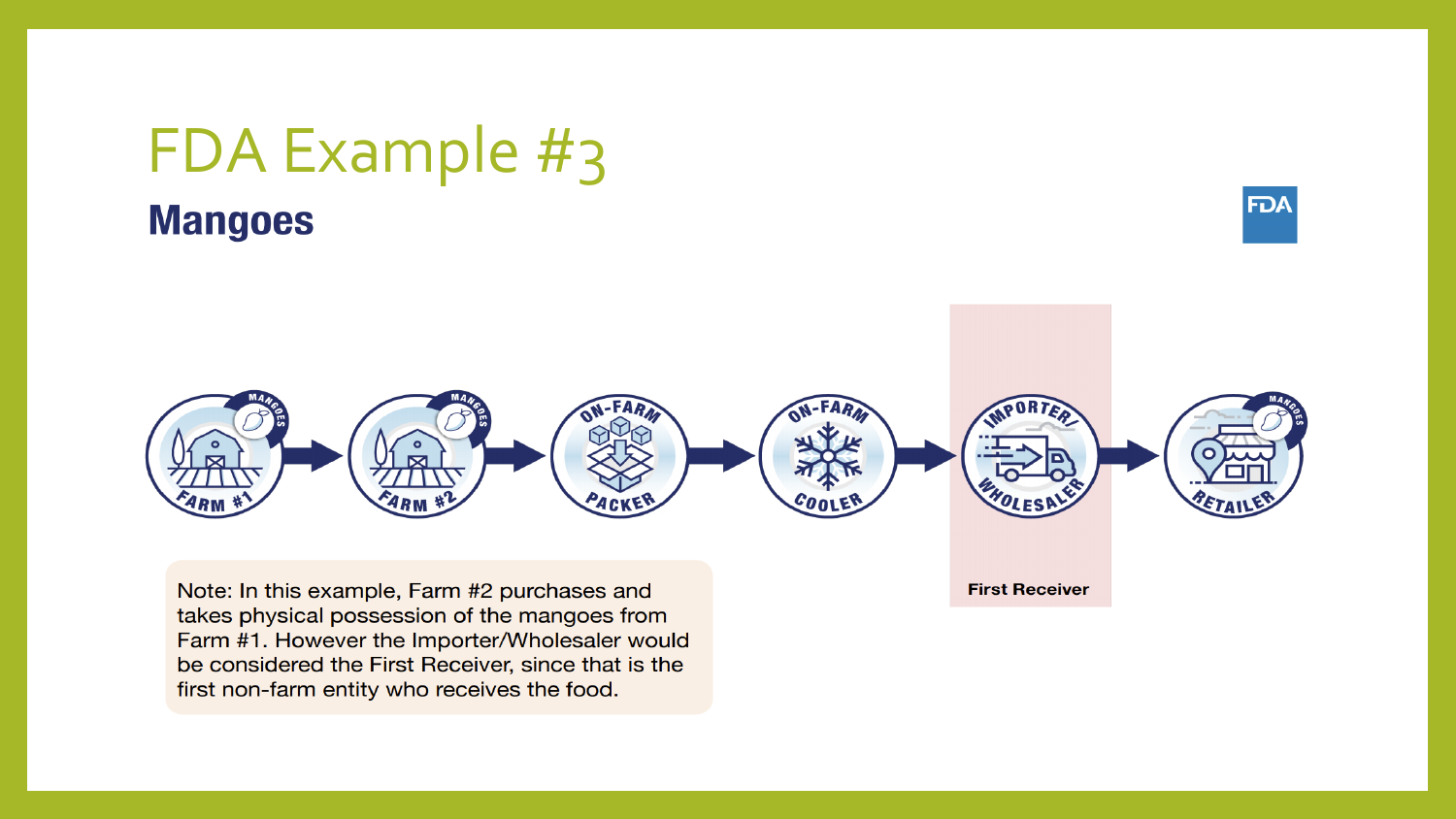# FDA Example #3

## Mangoes

FARM #1 → FARM #2 → ON-FARM PACKER → ON-FARM COOLER → IMPORTER/WHOLESALER → RETAILER

First Receiver

Note: In this example, Farm #2 purchases and takes physical possession of the mangoes from Farm #1. However the Importer/Wholesaler would be considered the First Receiver, since that is the first non-farm entity who receives the food.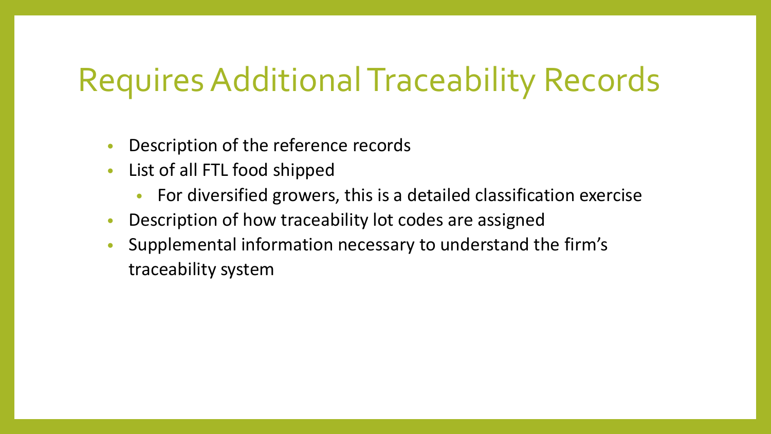# Requires Additional Traceability Records

- Description of the reference records
- List of all FTL food shipped
  - For diversified growers, this is a detailed classification exercise
- Description of how traceability lot codes are assigned
- Supplemental information necessary to understand the firm's traceability system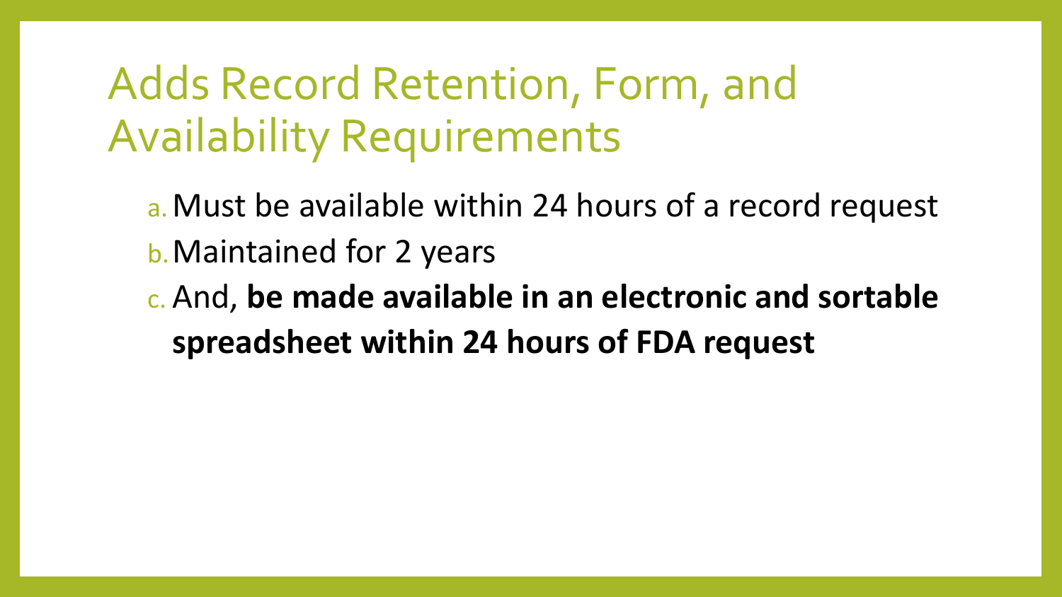# Adds Record Retention, Form, and Availability Requirements

a. Must be available within 24 hours of a record request
b. Maintained for 2 years
c. And, **be made available in an electronic and sortable spreadsheet within 24 hours of FDA request**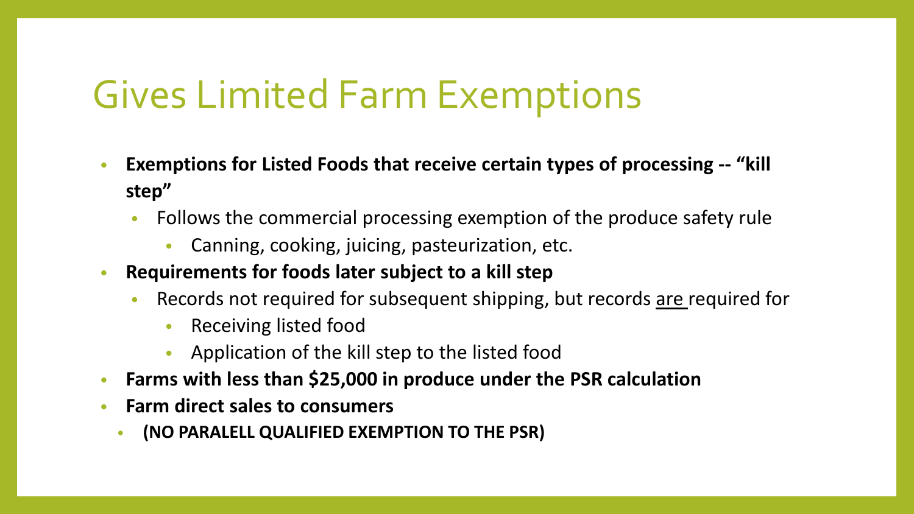# Gives Limited Farm Exemptions

- **Exemptions for Listed Foods that receive certain types of processing -- "kill step"**
  - Follows the commercial processing exemption of the produce safety rule
    - Canning, cooking, juicing, pasteurization, etc.
- **Requirements for foods later subject to a kill step**
  - Records not required for subsequent shipping, but records <u>are</u> required for
    - Receiving listed food
    - Application of the kill step to the listed food
- **Farms with less than $25,000 in produce under the PSR calculation**
- **Farm direct sales to consumers**
  - **(NO PARALELL QUALIFIED EXEMPTION TO THE PSR)**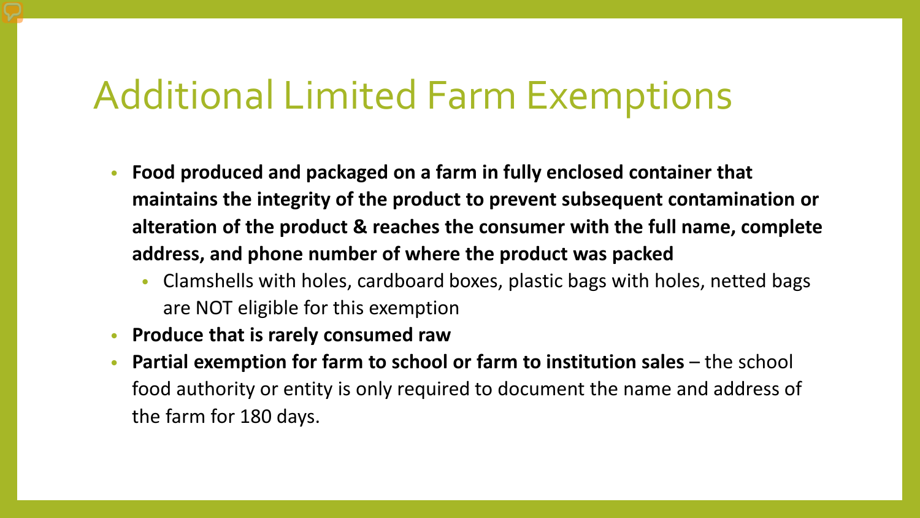# Additional Limited Farm Exemptions

- **Food produced and packaged on a farm in fully enclosed container that maintains the integrity of the product to prevent subsequent contamination or alteration of the product & reaches the consumer with the full name, complete address, and phone number of where the product was packed**
  - Clamshells with holes, cardboard boxes, plastic bags with holes, netted bags are NOT eligible for this exemption
- **Produce that is rarely consumed raw**
- **Partial exemption for farm to school or farm to institution sales** – the school food authority or entity is only required to document the name and address of the farm for 180 days.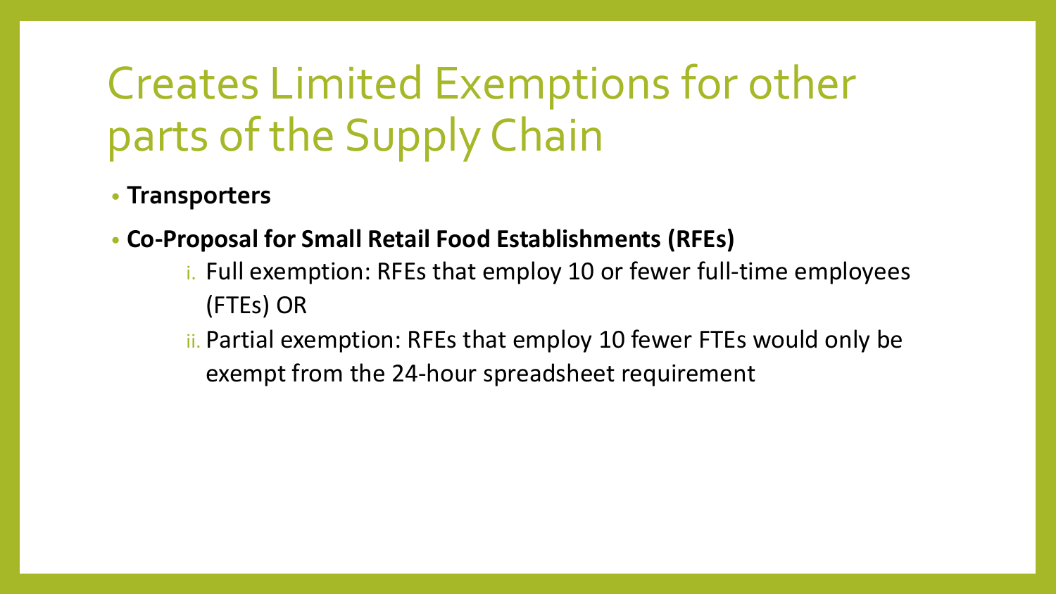# Creates Limited Exemptions for other parts of the Supply Chain

- **Transporters**
- **Co-Proposal for Small Retail Food Establishments (RFEs)**
  - i. Full exemption: RFEs that employ 10 or fewer full-time employees (FTEs) OR
  - ii. Partial exemption: RFEs that employ 10 fewer FTEs would only be exempt from the 24-hour spreadsheet requirement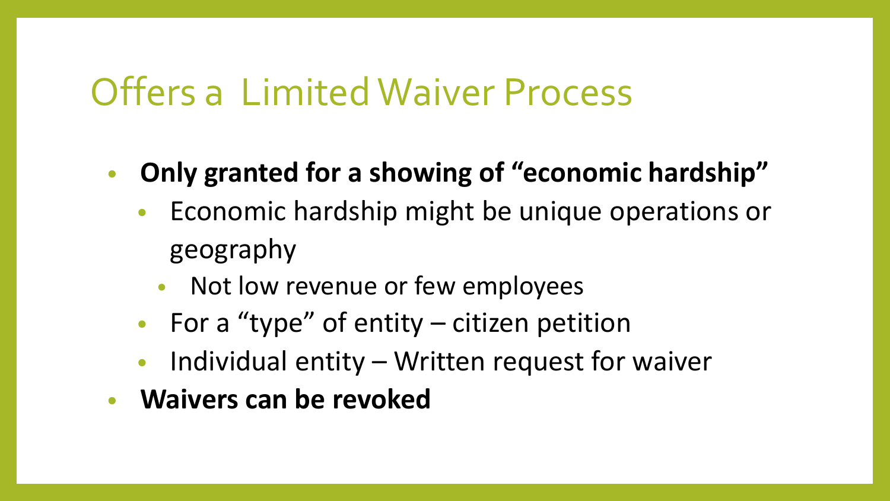# Offers a Limited Waiver Process

- **Only granted for a showing of "economic hardship"**
  - Economic hardship might be unique operations or geography
    - Not low revenue or few employees
  - For a "type" of entity – citizen petition
  - Individual entity – Written request for waiver
- **Waivers can be revoked**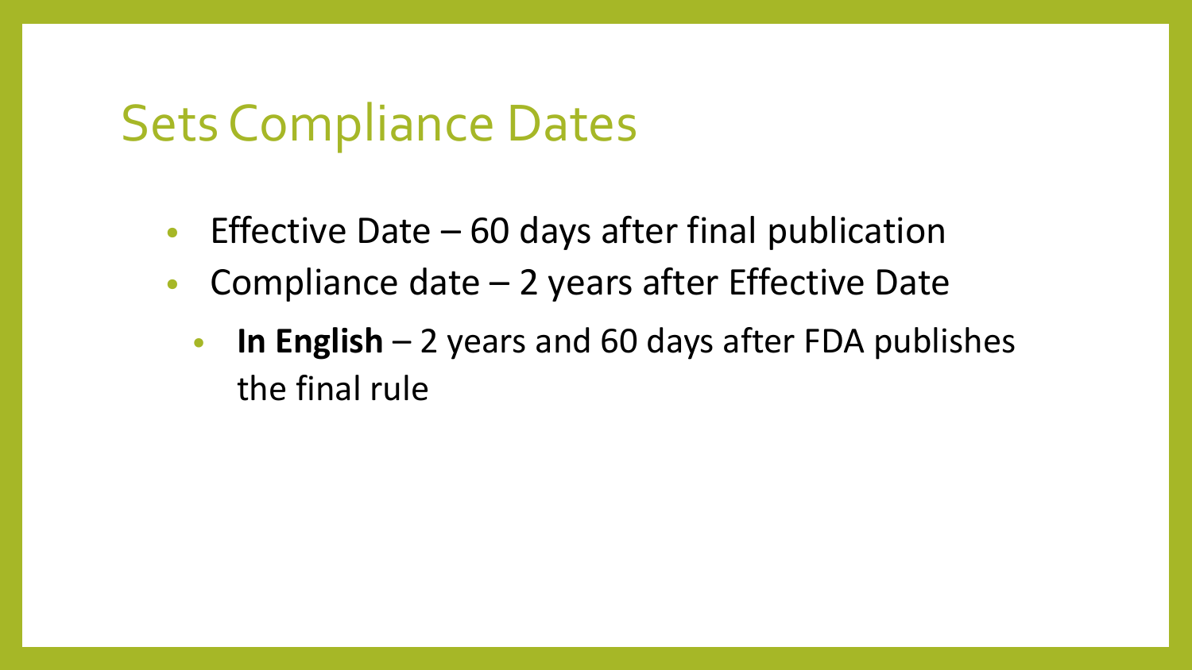# Sets Compliance Dates

- Effective Date – 60 days after final publication
- Compliance date – 2 years after Effective Date
  - **In English** – 2 years and 60 days after FDA publishes the final rule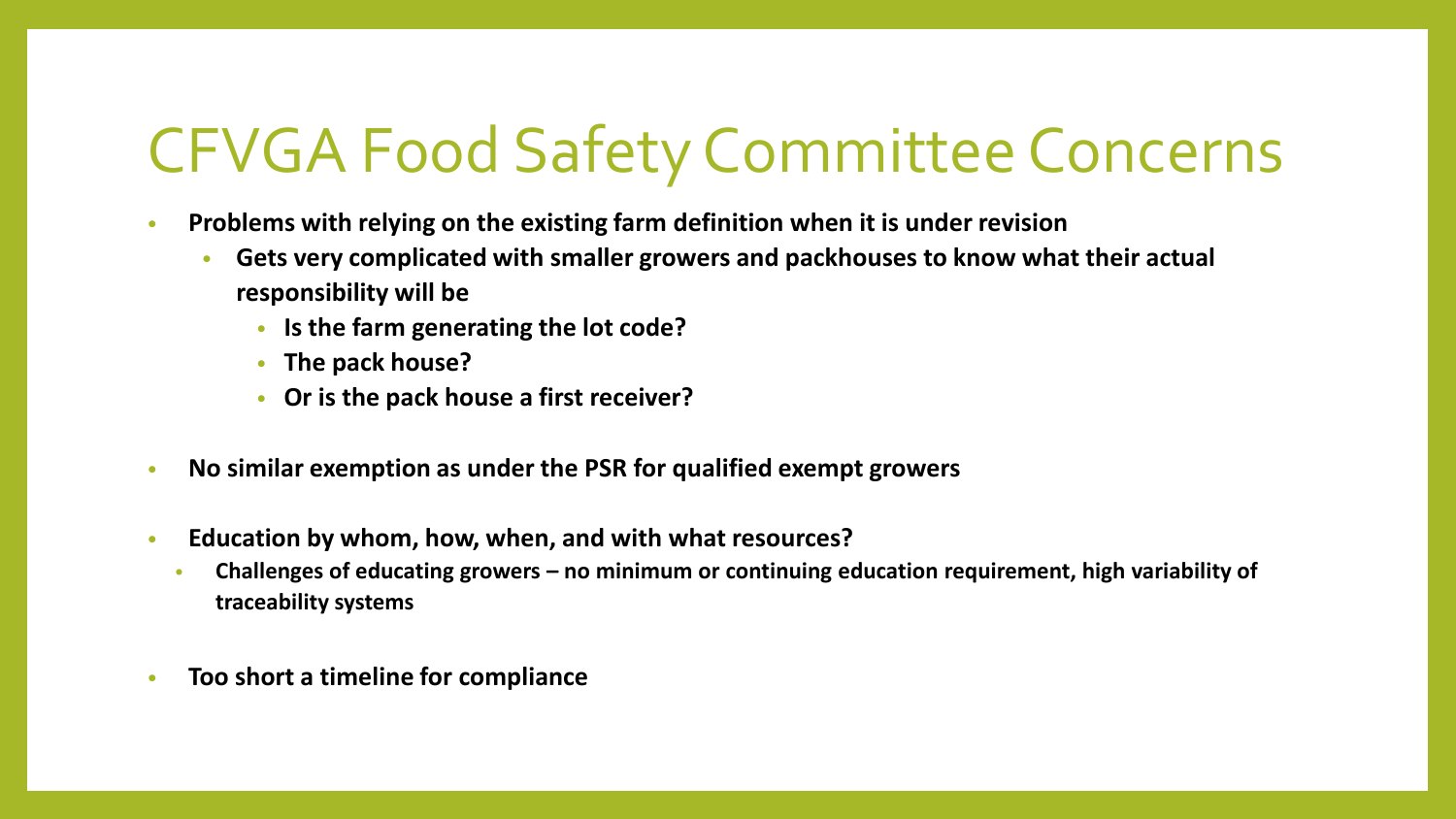# CFVGA Food Safety Committee Concerns

- **Problems with relying on the existing farm definition when it is under revision**
  - **Gets very complicated with smaller growers and packhouses to know what their actual responsibility will be**
    - **Is the farm generating the lot code?**
    - **The pack house?**
    - **Or is the pack house a first receiver?**
- **No similar exemption as under the PSR for qualified exempt growers**
- **Education by whom, how, when, and with what resources?**
  - **Challenges of educating growers – no minimum or continuing education requirement, high variability of traceability systems**
- **Too short a timeline for compliance**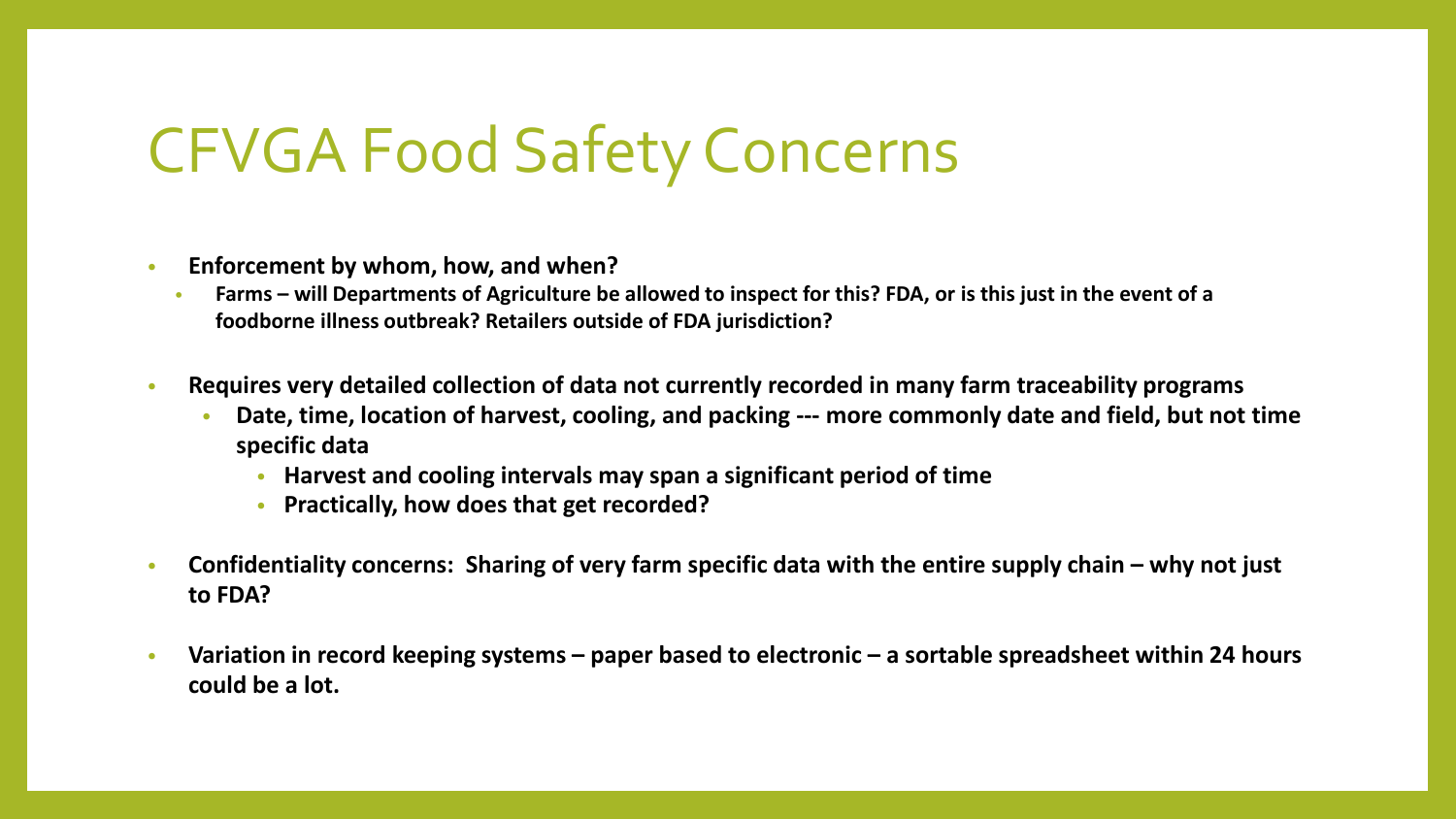# CFVGA Food Safety Concerns

- **Enforcement by whom, how, and when?**
  - **Farms – will Departments of Agriculture be allowed to inspect for this? FDA, or is this just in the event of a foodborne illness outbreak? Retailers outside of FDA jurisdiction?**
- **Requires very detailed collection of data not currently recorded in many farm traceability programs**
  - **Date, time, location of harvest, cooling, and packing --- more commonly date and field, but not time specific data**
    - **Harvest and cooling intervals may span a significant period of time**
    - **Practically, how does that get recorded?**
- **Confidentiality concerns: Sharing of very farm specific data with the entire supply chain – why not just to FDA?**
- **Variation in record keeping systems – paper based to electronic – a sortable spreadsheet within 24 hours could be a lot.**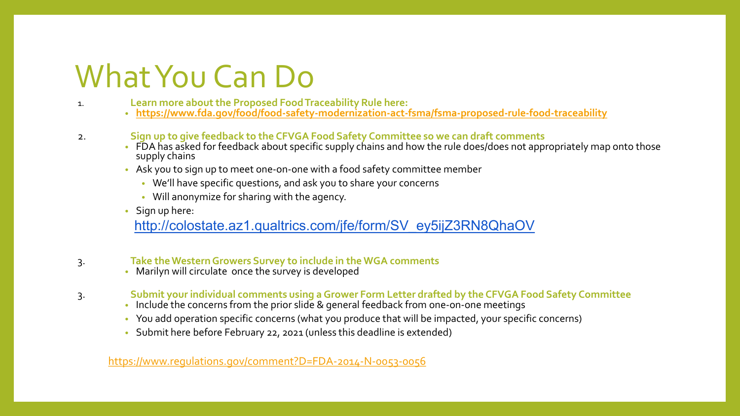# What You Can Do

1. **Learn more about the Proposed Food Traceability Rule here:**
   - **https://www.fda.gov/food/food-safety-modernization-act-fsma/fsma-proposed-rule-food-traceability**

2. **Sign up to give feedback to the CFVGA Food Safety Committee so we can draft comments**
   - FDA has asked for feedback about specific supply chains and how the rule does/does not appropriately map onto those supply chains
   - Ask you to sign up to meet one-on-one with a food safety committee member
     - We'll have specific questions, and ask you to share your concerns
     - Will anonymize for sharing with the agency.
   - Sign up here:

     http://colostate.az1.qualtrics.com/jfe/form/SV_ey5ijZ3RN8QhaOV

3. **Take the Western Growers Survey to include in the WGA comments**
   - Marilyn will circulate once the survey is developed

3. **Submit your individual comments using a Grower Form Letter drafted by the CFVGA Food Safety Committee**
   - Include the concerns from the prior slide & general feedback from one-on-one meetings
   - You add operation specific concerns (what you produce that will be impacted, your specific concerns)
   - Submit here before February 22, 2021 (unless this deadline is extended)

https://www.regulations.gov/comment?D=FDA-2014-N-0053-0056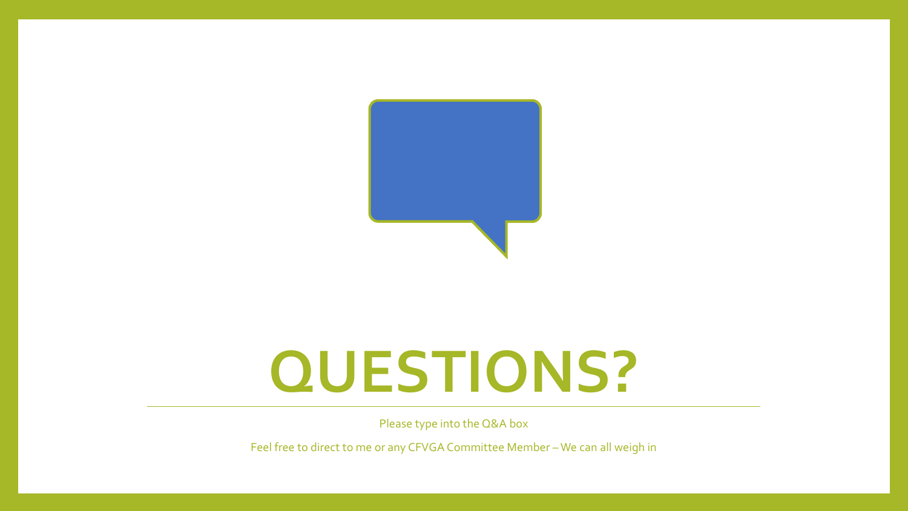# QUESTIONS?

Please type into the Q&A box

Feel free to direct to me or any CFVGA Committee Member – We can all weigh in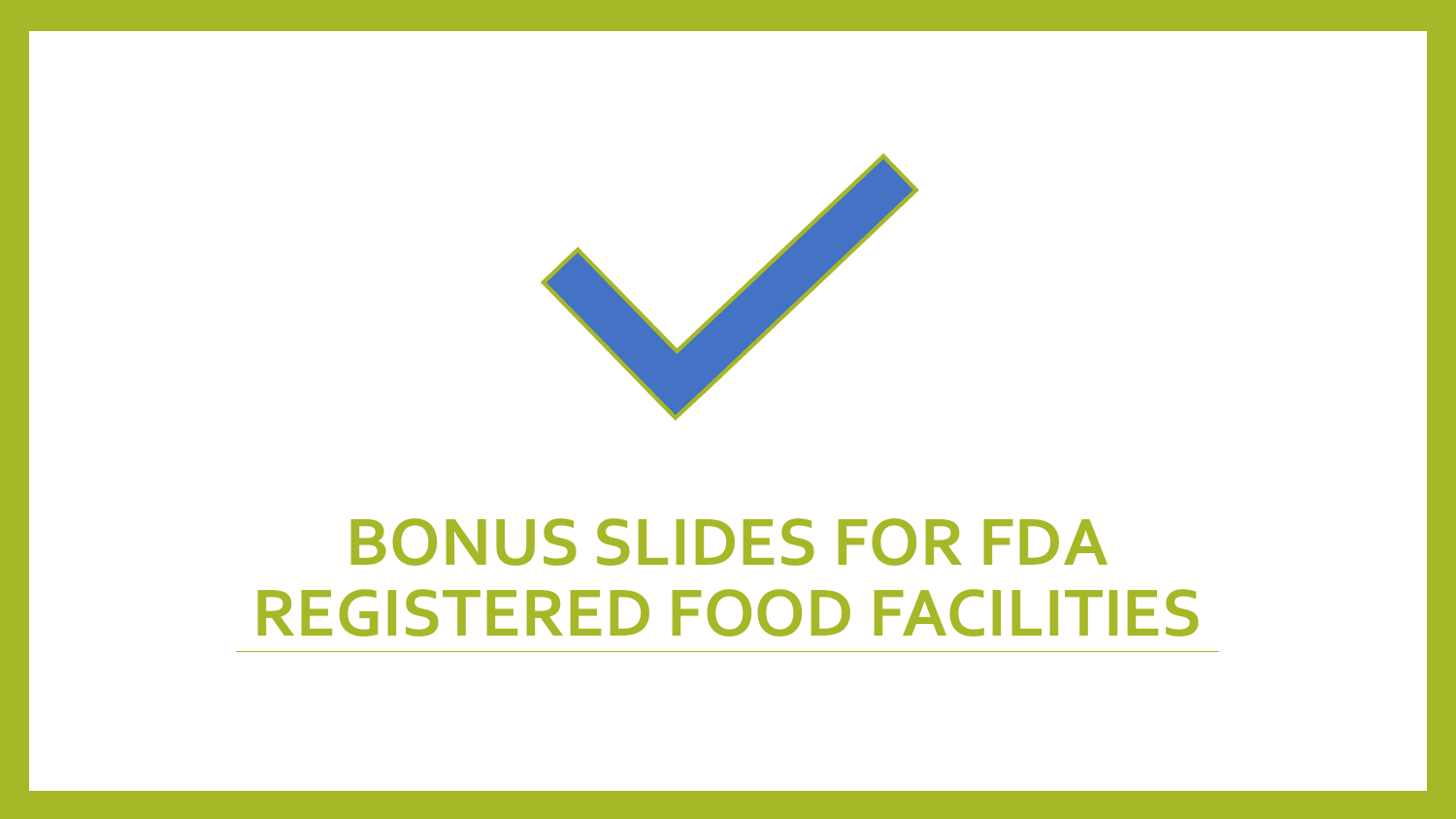# BONUS SLIDES FOR FDA REGISTERED FOOD FACILITIES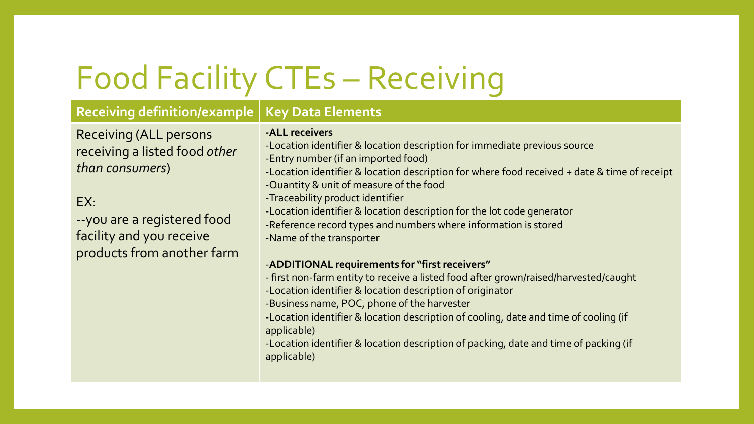# Food Facility CTEs – Receiving

| Receiving definition/example | Key Data Elements |
| --- | --- |
| Receiving (ALL persons receiving a listed food *other than consumers*)<br><br>EX:<br>--you are a registered food facility and you receive products from another farm | **-ALL receivers**<br>-Location identifier & location description for immediate previous source<br>-Entry number (if an imported food)<br>-Location identifier & location description for where food received + date & time of receipt<br>-Quantity & unit of measure of the food<br>-Traceability product identifier<br>-Location identifier & location description for the lot code generator<br>-Reference record types and numbers where information is stored<br>-Name of the transporter<br><br>-**ADDITIONAL requirements for "first receivers"**<br>- first non-farm entity to receive a listed food after grown/raised/harvested/caught<br>-Location identifier & location description of originator<br>-Business name, POC, phone of the harvester<br>-Location identifier & location description of cooling, date and time of cooling (if applicable)<br>-Location identifier & location description of packing, date and time of packing (if applicable) |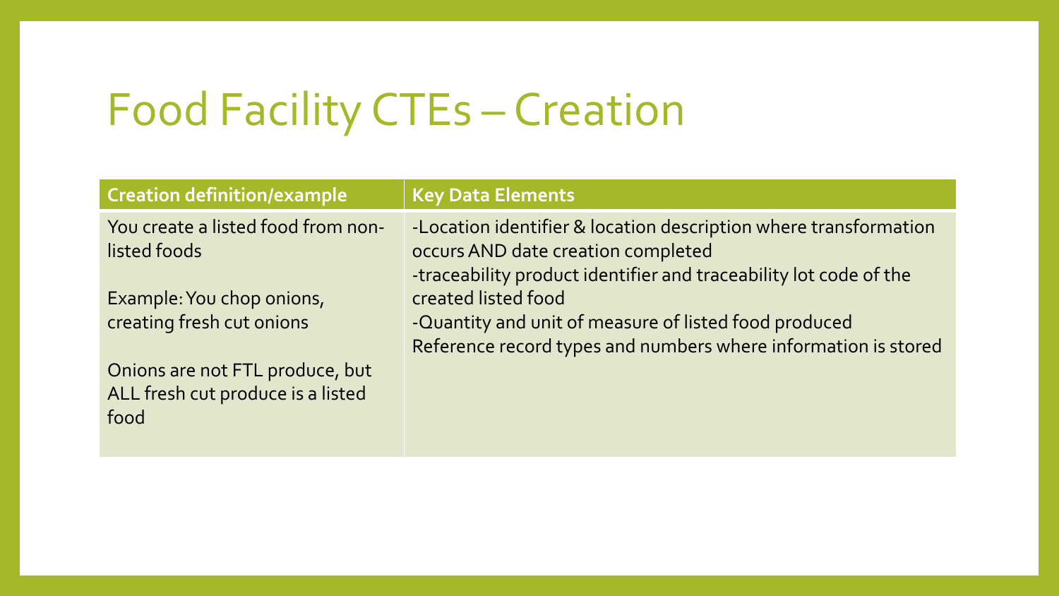# Food Facility CTEs – Creation

| Creation definition/example | Key Data Elements |
| --- | --- |
| You create a listed food from non-listed foods<br><br>Example: You chop onions, creating fresh cut onions<br><br>Onions are not FTL produce, but ALL fresh cut produce is a listed food | -Location identifier & location description where transformation occurs AND date creation completed<br>-traceability product identifier and traceability lot code of the created listed food<br>-Quantity and unit of measure of listed food produced<br>Reference record types and numbers where information is stored |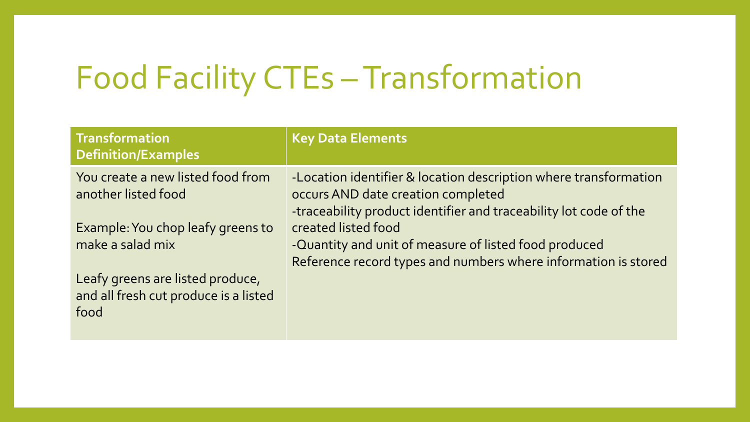# Food Facility CTEs – Transformation

| Transformation Definition/Examples | Key Data Elements |
| --- | --- |
| You create a new listed food from another listed food<br><br>Example: You chop leafy greens to make a salad mix<br><br>Leafy greens are listed produce, and all fresh cut produce is a listed food | -Location identifier & location description where transformation occurs AND date creation completed<br>-traceability product identifier and traceability lot code of the created listed food<br>-Quantity and unit of measure of listed food produced<br>Reference record types and numbers where information is stored |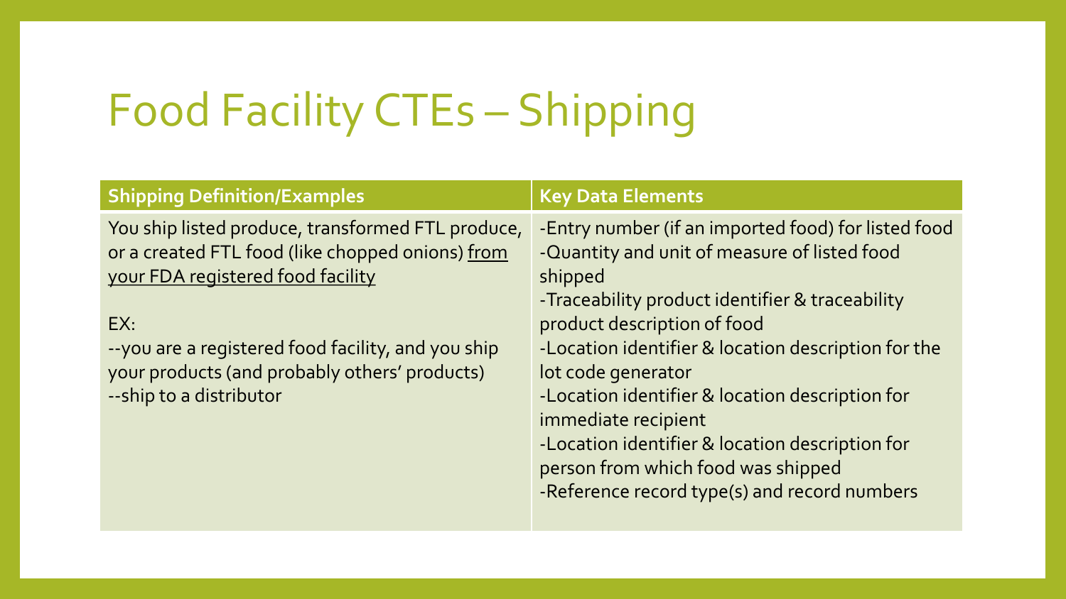# Food Facility CTEs – Shipping

| Shipping Definition/Examples | Key Data Elements |
| --- | --- |
| You ship listed produce, transformed FTL produce, or a created FTL food (like chopped onions) <u>from your FDA registered food facility</u><br><br>EX:<br>--you are a registered food facility, and you ship your products (and probably others' products)<br>--ship to a distributor | -Entry number (if an imported food) for listed food<br>-Quantity and unit of measure of listed food shipped<br>-Traceability product identifier & traceability product description of food<br>-Location identifier & location description for the lot code generator<br>-Location identifier & location description for immediate recipient<br>-Location identifier & location description for person from which food was shipped<br>-Reference record type(s) and record numbers |